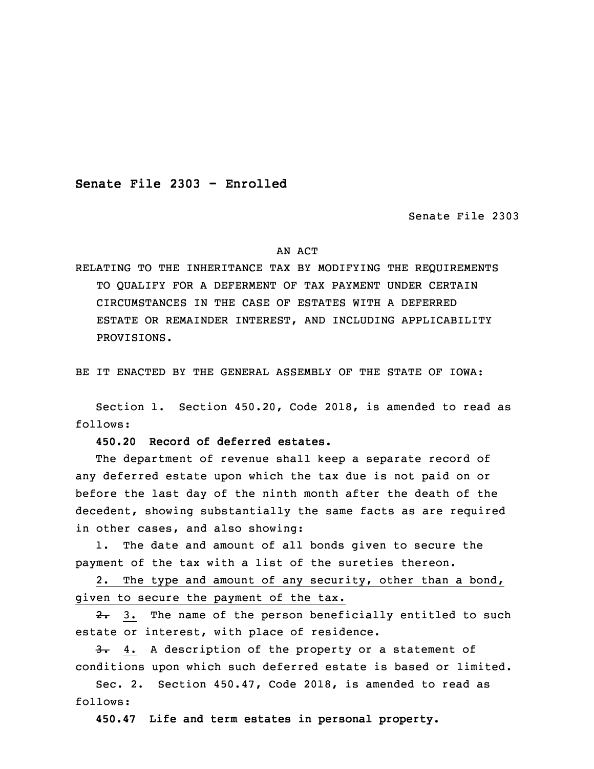**Senate File 2303 - Enrolled**

Senate File 2303

AN ACT

RELATING TO THE INHERITANCE TAX BY MODIFYING THE REQUIREMENTS TO QUALIFY FOR A DEFERMENT OF TAX PAYMENT UNDER CERTAIN CIRCUMSTANCES IN THE CASE OF ESTATES WITH A DEFERRED ESTATE OR REMAINDER INTEREST, AND INCLUDING APPLICABILITY PROVISIONS.

BE IT ENACTED BY THE GENERAL ASSEMBLY OF THE STATE OF IOWA:

Section 1. Section 450.20, Code 2018, is amended to read as follows:

**450.20 Record of deferred estates.**

The department of revenue shall keep a separate record of any deferred estate upon which the tax due is not paid on or before the last day of the ninth month after the death of the decedent, showing substantially the same facts as are required in other cases, and also showing:

1. The date and amount of all bonds given to secure the payment of the tax with a list of the sureties thereon.

<u>2. The type and amount of any security, other than a bond, given to secure the payment of the tax.</u>

~~2.~~ <u>3.</u> The name of the person beneficially entitled to such estate or interest, with place of residence.

~~3.~~ <u>4.</u> A description of the property or a statement of conditions upon which such deferred estate is based or limited.

Sec. 2. Section 450.47, Code 2018, is amended to read as follows:

**450.47 Life and term estates in personal property.**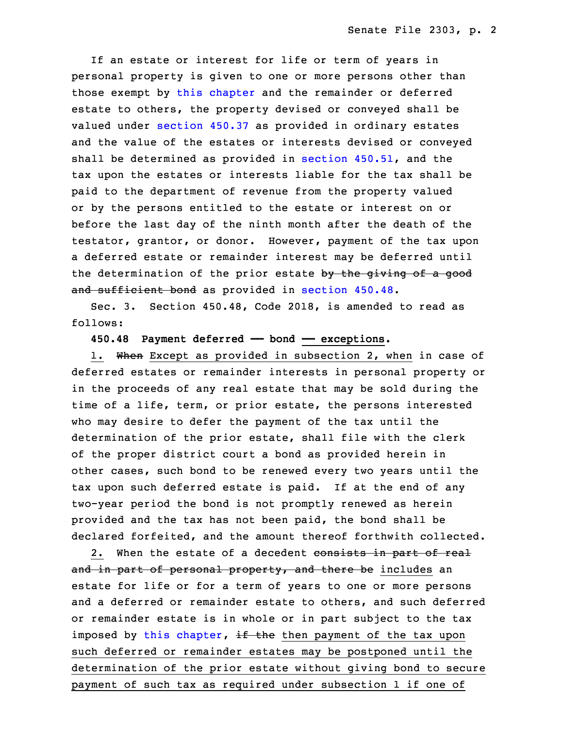If an estate or interest for life or term of years in personal property is given to one or more persons other than those exempt by this chapter and the remainder or deferred estate to others, the property devised or conveyed shall be valued under section 450.37 as provided in ordinary estates and the value of the estates or interests devised or conveyed shall be determined as provided in section 450.51, and the tax upon the estates or interests liable for the tax shall be paid to the department of revenue from the property valued or by the persons entitled to the estate or interest on or before the last day of the ninth month after the death of the testator, grantor, or donor. However, payment of the tax upon a deferred estate or remainder interest may be deferred until the determination of the prior estate ~~by the giving of a good and sufficient bond~~ as provided in section 450.48.

Sec. 3. Section 450.48, Code 2018, is amended to read as follows:

**450.48 Payment deferred — bond — exceptions.**

1. ~~When~~ Except as provided in subsection 2, when in case of deferred estates or remainder interests in personal property or in the proceeds of any real estate that may be sold during the time of a life, term, or prior estate, the persons interested who may desire to defer the payment of the tax until the determination of the prior estate, shall file with the clerk of the proper district court a bond as provided herein in other cases, such bond to be renewed every two years until the tax upon such deferred estate is paid. If at the end of any two-year period the bond is not promptly renewed as herein provided and the tax has not been paid, the bond shall be declared forfeited, and the amount thereof forthwith collected.

2. When the estate of a decedent ~~consists in part of real and in part of personal property, and there be~~ includes an estate for life or for a term of years to one or more persons and a deferred or remainder estate to others, and such deferred or remainder estate is in whole or in part subject to the tax imposed by this chapter, ~~if the~~ then payment of the tax upon such deferred or remainder estates may be postponed until the determination of the prior estate without giving bond to secure payment of such tax as required under subsection 1 if one of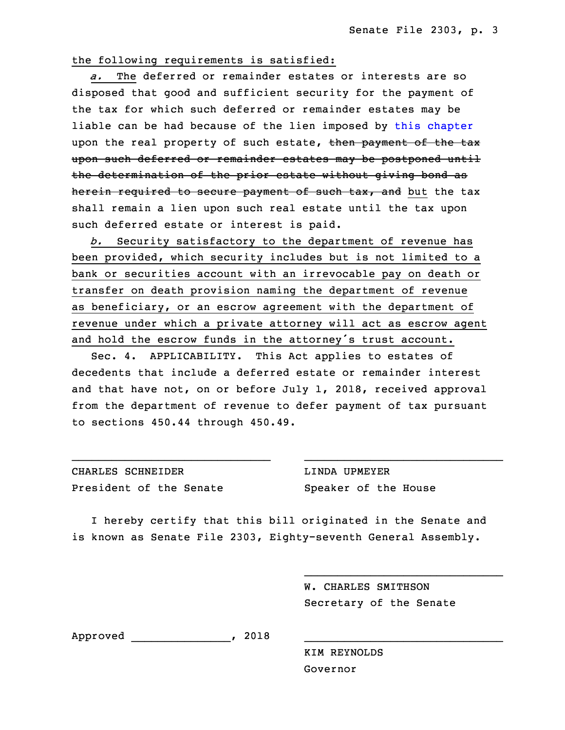the following requirements is satisfied:

*a.* The deferred or remainder estates or interests are so disposed that good and sufficient security for the payment of the tax for which such deferred or remainder estates may be liable can be had because of the lien imposed by this chapter upon the real property of such estate, ~~then payment of the tax upon such deferred or remainder estates may be postponed until the determination of the prior estate without giving bond as herein required to secure payment of such tax, and~~ but the tax shall remain a lien upon such real estate until the tax upon such deferred estate or interest is paid.

*b.* Security satisfactory to the department of revenue has been provided, which security includes but is not limited to a bank or securities account with an irrevocable pay on death or transfer on death provision naming the department of revenue as beneficiary, or an escrow agreement with the department of revenue under which a private attorney will act as escrow agent and hold the escrow funds in the attorney's trust account.

Sec. 4. APPLICABILITY. This Act applies to estates of decedents that include a deferred estate or remainder interest and that have not, on or before July 1, 2018, received approval from the department of revenue to defer payment of tax pursuant to sections 450.44 through 450.49.

______________________________
CHARLES SCHNEIDER
President of the Senate

______________________________
LINDA UPMEYER
Speaker of the House

I hereby certify that this bill originated in the Senate and is known as Senate File 2303, Eighty-seventh General Assembly.

______________________________
W. CHARLES SMITHSON
Secretary of the Senate

Approved _______________, 2018

______________________________
KIM REYNOLDS
Governor